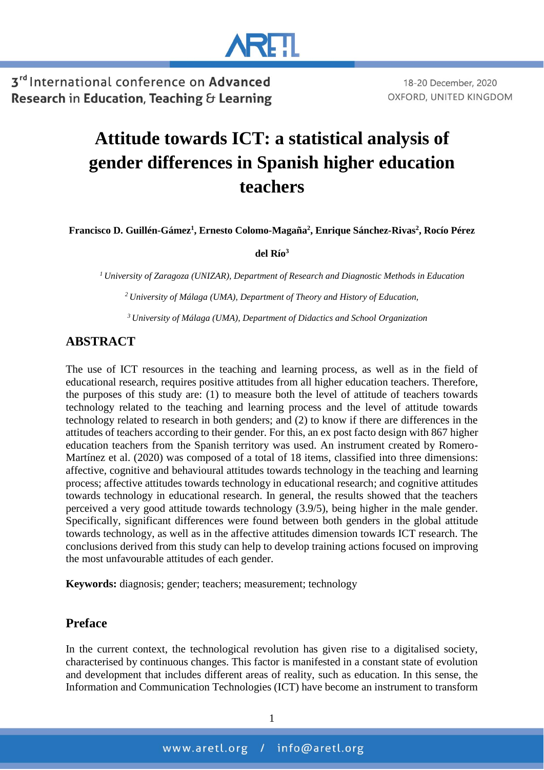# Attitude towards ICT: a statistical analysis of gender differences in Spanish higher education teachers

**Francisco D. Guillén-Gámez[1], Ernesto Colomo-Magaña[2], Enrique Sánchez-Rivas[2], Rocío Pérez del Río[3]**

*[1] University of Zaragoza (UNIZAR), Department of Research and Diagnostic Methods in Education*

*[2] University of Málaga (UMA), Department of Theory and History of Education,*

*[3] University of Málaga (UMA), Department of Didactics and School Organization*

## ABSTRACT

The use of ICT resources in the teaching and learning process, as well as in the field of educational research, requires positive attitudes from all higher education teachers. Therefore, the purposes of this study are: (1) to measure both the level of attitude of teachers towards technology related to the teaching and learning process and the level of attitude towards technology related to research in both genders; and (2) to know if there are differences in the attitudes of teachers according to their gender. For this, an ex post facto design with 867 higher education teachers from the Spanish territory was used. An instrument created by Romero-Martínez et al. (2020) was composed of a total of 18 items, classified into three dimensions: affective, cognitive and behavioural attitudes towards technology in the teaching and learning process; affective attitudes towards technology in educational research; and cognitive attitudes towards technology in educational research. In general, the results showed that the teachers perceived a very good attitude towards technology (3.9/5), being higher in the male gender. Specifically, significant differences were found between both genders in the global attitude towards technology, as well as in the affective attitudes dimension towards ICT research. The conclusions derived from this study can help to develop training actions focused on improving the most unfavourable attitudes of each gender.

**Keywords:** diagnosis; gender; teachers; measurement; technology

## Preface

In the current context, the technological revolution has given rise to a digitalised society, characterised by continuous changes. This factor is manifested in a constant state of evolution and development that includes different areas of reality, such as education. In this sense, the Information and Communication Technologies (ICT) have become an instrument to transform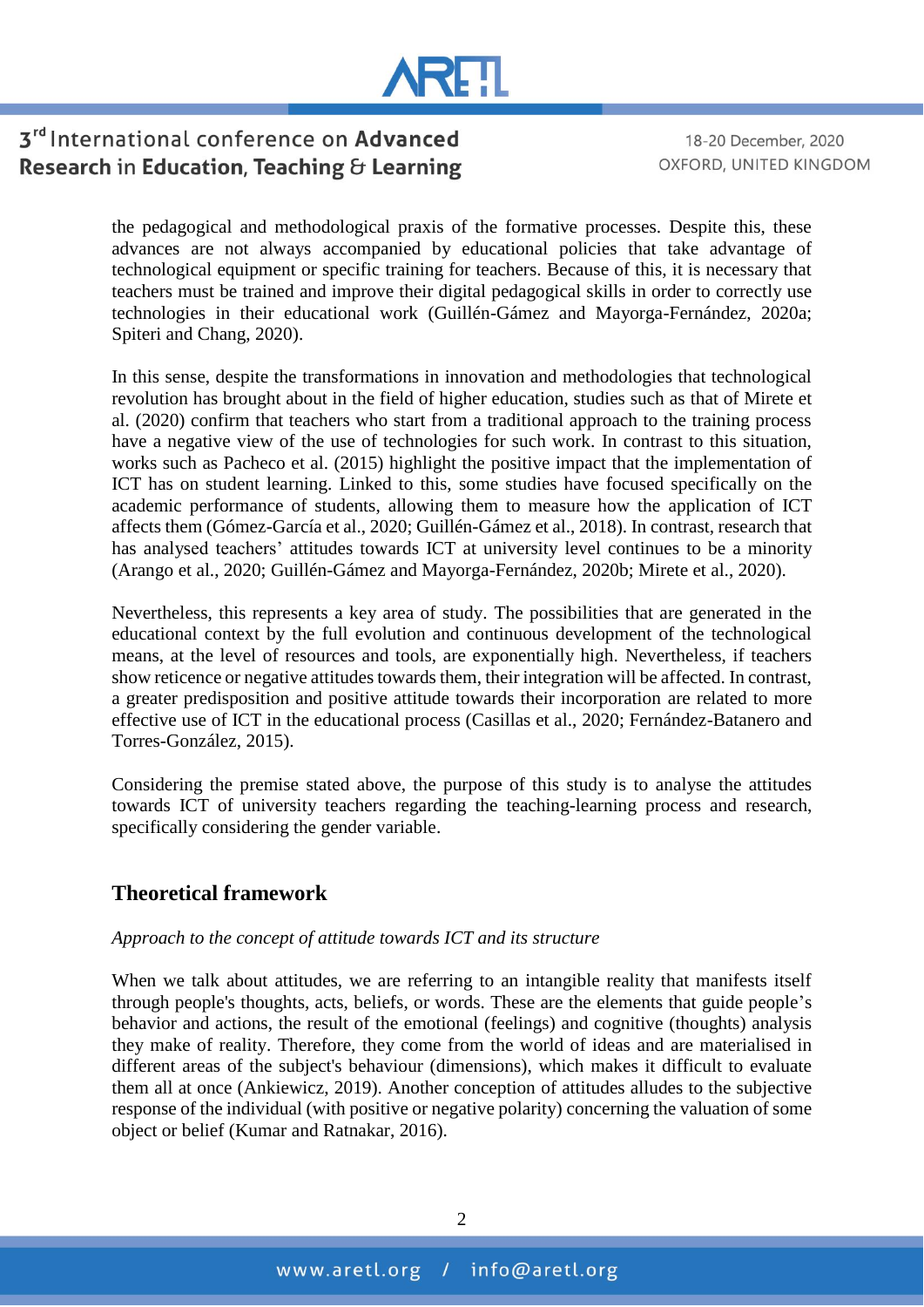the pedagogical and methodological praxis of the formative processes. Despite this, these advances are not always accompanied by educational policies that take advantage of technological equipment or specific training for teachers. Because of this, it is necessary that teachers must be trained and improve their digital pedagogical skills in order to correctly use technologies in their educational work (Guillén-Gámez and Mayorga-Fernández, 2020a; Spiteri and Chang, 2020).

In this sense, despite the transformations in innovation and methodologies that technological revolution has brought about in the field of higher education, studies such as that of Mirete et al. (2020) confirm that teachers who start from a traditional approach to the training process have a negative view of the use of technologies for such work. In contrast to this situation, works such as Pacheco et al. (2015) highlight the positive impact that the implementation of ICT has on student learning. Linked to this, some studies have focused specifically on the academic performance of students, allowing them to measure how the application of ICT affects them (Gómez-García et al., 2020; Guillén-Gámez et al., 2018). In contrast, research that has analysed teachers' attitudes towards ICT at university level continues to be a minority (Arango et al., 2020; Guillén-Gámez and Mayorga-Fernández, 2020b; Mirete et al., 2020).

Nevertheless, this represents a key area of study. The possibilities that are generated in the educational context by the full evolution and continuous development of the technological means, at the level of resources and tools, are exponentially high. Nevertheless, if teachers show reticence or negative attitudes towards them, their integration will be affected. In contrast, a greater predisposition and positive attitude towards their incorporation are related to more effective use of ICT in the educational process (Casillas et al., 2020; Fernández-Batanero and Torres-González, 2015).

Considering the premise stated above, the purpose of this study is to analyse the attitudes towards ICT of university teachers regarding the teaching-learning process and research, specifically considering the gender variable.

## Theoretical framework

*Approach to the concept of attitude towards ICT and its structure*

When we talk about attitudes, we are referring to an intangible reality that manifests itself through people's thoughts, acts, beliefs, or words. These are the elements that guide people's behavior and actions, the result of the emotional (feelings) and cognitive (thoughts) analysis they make of reality. Therefore, they come from the world of ideas and are materialised in different areas of the subject's behaviour (dimensions), which makes it difficult to evaluate them all at once (Ankiewicz, 2019). Another conception of attitudes alludes to the subjective response of the individual (with positive or negative polarity) concerning the valuation of some object or belief (Kumar and Ratnakar, 2016).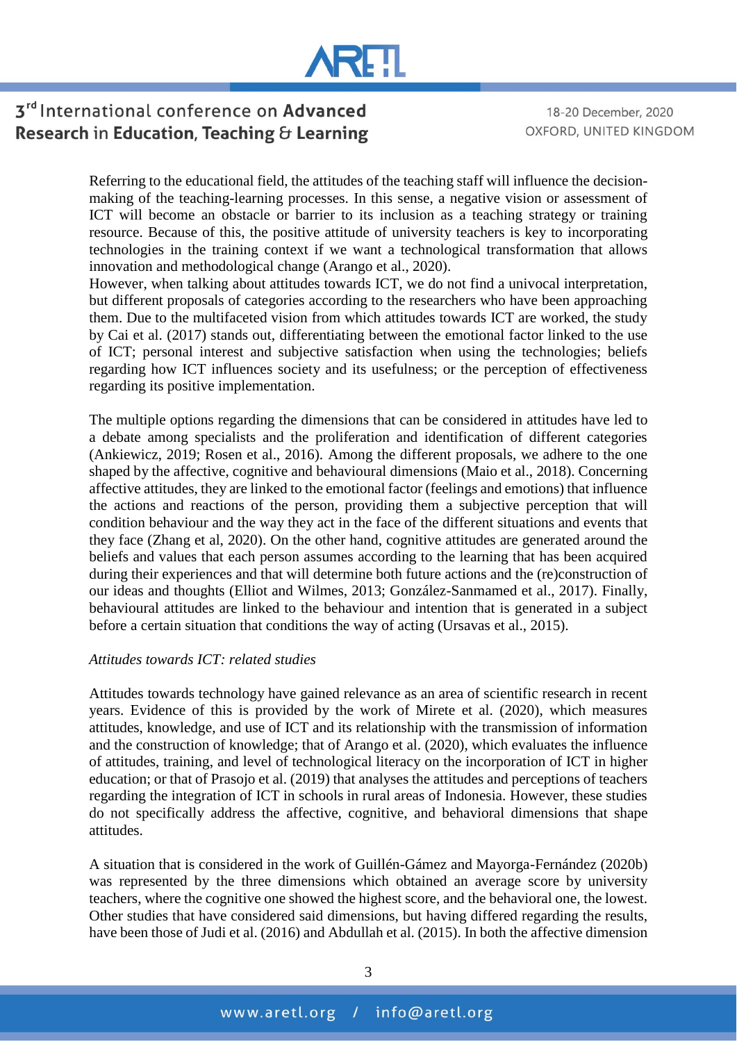Referring to the educational field, the attitudes of the teaching staff will influence the decision-making of the teaching-learning processes. In this sense, a negative vision or assessment of ICT will become an obstacle or barrier to its inclusion as a teaching strategy or training resource. Because of this, the positive attitude of university teachers is key to incorporating technologies in the training context if we want a technological transformation that allows innovation and methodological change (Arango et al., 2020).
However, when talking about attitudes towards ICT, we do not find a univocal interpretation, but different proposals of categories according to the researchers who have been approaching them. Due to the multifaceted vision from which attitudes towards ICT are worked, the study by Cai et al. (2017) stands out, differentiating between the emotional factor linked to the use of ICT; personal interest and subjective satisfaction when using the technologies; beliefs regarding how ICT influences society and its usefulness; or the perception of effectiveness regarding its positive implementation.

The multiple options regarding the dimensions that can be considered in attitudes have led to a debate among specialists and the proliferation and identification of different categories (Ankiewicz, 2019; Rosen et al., 2016). Among the different proposals, we adhere to the one shaped by the affective, cognitive and behavioural dimensions (Maio et al., 2018). Concerning affective attitudes, they are linked to the emotional factor (feelings and emotions) that influence the actions and reactions of the person, providing them a subjective perception that will condition behaviour and the way they act in the face of the different situations and events that they face (Zhang et al, 2020). On the other hand, cognitive attitudes are generated around the beliefs and values that each person assumes according to the learning that has been acquired during their experiences and that will determine both future actions and the (re)construction of our ideas and thoughts (Elliot and Wilmes, 2013; González-Sanmamed et al., 2017). Finally, behavioural attitudes are linked to the behaviour and intention that is generated in a subject before a certain situation that conditions the way of acting (Ursavas et al., 2015).

*Attitudes towards ICT: related studies*

Attitudes towards technology have gained relevance as an area of scientific research in recent years. Evidence of this is provided by the work of Mirete et al. (2020), which measures attitudes, knowledge, and use of ICT and its relationship with the transmission of information and the construction of knowledge; that of Arango et al. (2020), which evaluates the influence of attitudes, training, and level of technological literacy on the incorporation of ICT in higher education; or that of Prasojo et al. (2019) that analyses the attitudes and perceptions of teachers regarding the integration of ICT in schools in rural areas of Indonesia. However, these studies do not specifically address the affective, cognitive, and behavioral dimensions that shape attitudes.

A situation that is considered in the work of Guillén-Gámez and Mayorga-Fernández (2020b) was represented by the three dimensions which obtained an average score by university teachers, where the cognitive one showed the highest score, and the behavioral one, the lowest. Other studies that have considered said dimensions, but having differed regarding the results, have been those of Judi et al. (2016) and Abdullah et al. (2015). In both the affective dimension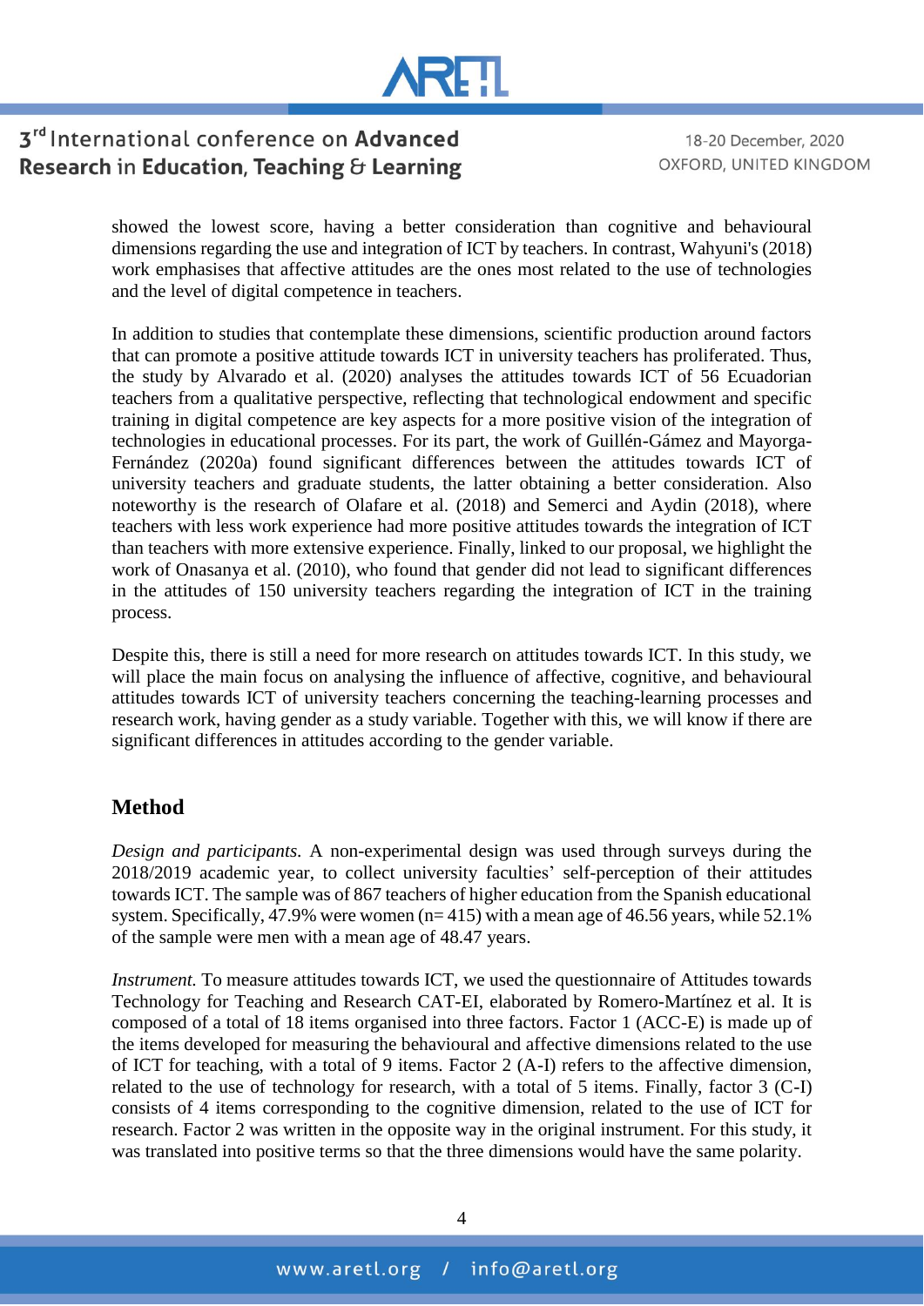showed the lowest score, having a better consideration than cognitive and behavioural dimensions regarding the use and integration of ICT by teachers. In contrast, Wahyuni's (2018) work emphasises that affective attitudes are the ones most related to the use of technologies and the level of digital competence in teachers.

In addition to studies that contemplate these dimensions, scientific production around factors that can promote a positive attitude towards ICT in university teachers has proliferated. Thus, the study by Alvarado et al. (2020) analyses the attitudes towards ICT of 56 Ecuadorian teachers from a qualitative perspective, reflecting that technological endowment and specific training in digital competence are key aspects for a more positive vision of the integration of technologies in educational processes. For its part, the work of Guillén-Gámez and Mayorga-Fernández (2020a) found significant differences between the attitudes towards ICT of university teachers and graduate students, the latter obtaining a better consideration. Also noteworthy is the research of Olafare et al. (2018) and Semerci and Aydin (2018), where teachers with less work experience had more positive attitudes towards the integration of ICT than teachers with more extensive experience. Finally, linked to our proposal, we highlight the work of Onasanya et al. (2010), who found that gender did not lead to significant differences in the attitudes of 150 university teachers regarding the integration of ICT in the training process.

Despite this, there is still a need for more research on attitudes towards ICT. In this study, we will place the main focus on analysing the influence of affective, cognitive, and behavioural attitudes towards ICT of university teachers concerning the teaching-learning processes and research work, having gender as a study variable. Together with this, we will know if there are significant differences in attitudes according to the gender variable.

## Method

*Design and participants.* A non-experimental design was used through surveys during the 2018/2019 academic year, to collect university faculties' self-perception of their attitudes towards ICT. The sample was of 867 teachers of higher education from the Spanish educational system. Specifically, 47.9% were women (n= 415) with a mean age of 46.56 years, while 52.1% of the sample were men with a mean age of 48.47 years.

*Instrument.* To measure attitudes towards ICT, we used the questionnaire of Attitudes towards Technology for Teaching and Research CAT-EI, elaborated by Romero-Martínez et al. It is composed of a total of 18 items organised into three factors. Factor 1 (ACC-E) is made up of the items developed for measuring the behavioural and affective dimensions related to the use of ICT for teaching, with a total of 9 items. Factor 2 (A-I) refers to the affective dimension, related to the use of technology for research, with a total of 5 items. Finally, factor 3 (C-I) consists of 4 items corresponding to the cognitive dimension, related to the use of ICT for research. Factor 2 was written in the opposite way in the original instrument. For this study, it was translated into positive terms so that the three dimensions would have the same polarity.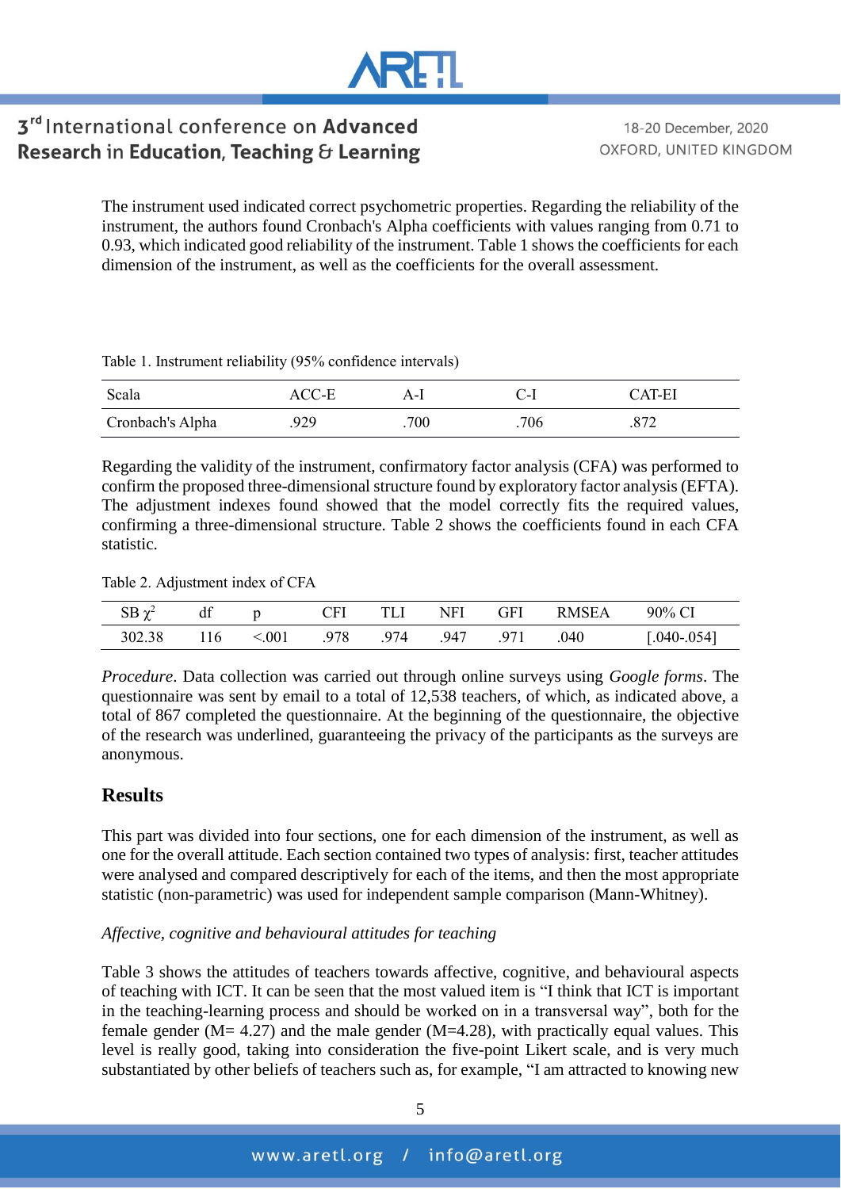The instrument used indicated correct psychometric properties. Regarding the reliability of the instrument, the authors found Cronbach's Alpha coefficients with values ranging from 0.71 to 0.93, which indicated good reliability of the instrument. Table 1 shows the coefficients for each dimension of the instrument, as well as the coefficients for the overall assessment.

Table 1. Instrument reliability (95% confidence intervals)

| Scala | ACC-E | A-I | C-I | CAT-EI |
|---|---|---|---|---|
| Cronbach's Alpha | .929 | .700 | .706 | .872 |

Regarding the validity of the instrument, confirmatory factor analysis (CFA) was performed to confirm the proposed three-dimensional structure found by exploratory factor analysis (EFTA). The adjustment indexes found showed that the model correctly fits the required values, confirming a three-dimensional structure. Table 2 shows the coefficients found in each CFA statistic.

Table 2. Adjustment index of CFA

| SB $\chi^2$ | df | p | CFI | TLI | NFI | GFI | RMSEA | 90% CI |
|---|---|---|---|---|---|---|---|---|
| 302.38 | 116 | <.001 | .978 | .974 | .947 | .971 | .040 | [.040-.054] |

*Procedure*. Data collection was carried out through online surveys using *Google forms*. The questionnaire was sent by email to a total of 12,538 teachers, of which, as indicated above, a total of 867 completed the questionnaire. At the beginning of the questionnaire, the objective of the research was underlined, guaranteeing the privacy of the participants as the surveys are anonymous.

## Results

This part was divided into four sections, one for each dimension of the instrument, as well as one for the overall attitude. Each section contained two types of analysis: first, teacher attitudes were analysed and compared descriptively for each of the items, and then the most appropriate statistic (non-parametric) was used for independent sample comparison (Mann-Whitney).

*Affective, cognitive and behavioural attitudes for teaching*

Table 3 shows the attitudes of teachers towards affective, cognitive, and behavioural aspects of teaching with ICT. It can be seen that the most valued item is "I think that ICT is important in the teaching-learning process and should be worked on in a transversal way", both for the female gender (M= 4.27) and the male gender (M=4.28), with practically equal values. This level is really good, taking into consideration the five-point Likert scale, and is very much substantiated by other beliefs of teachers such as, for example, "I am attracted to knowing new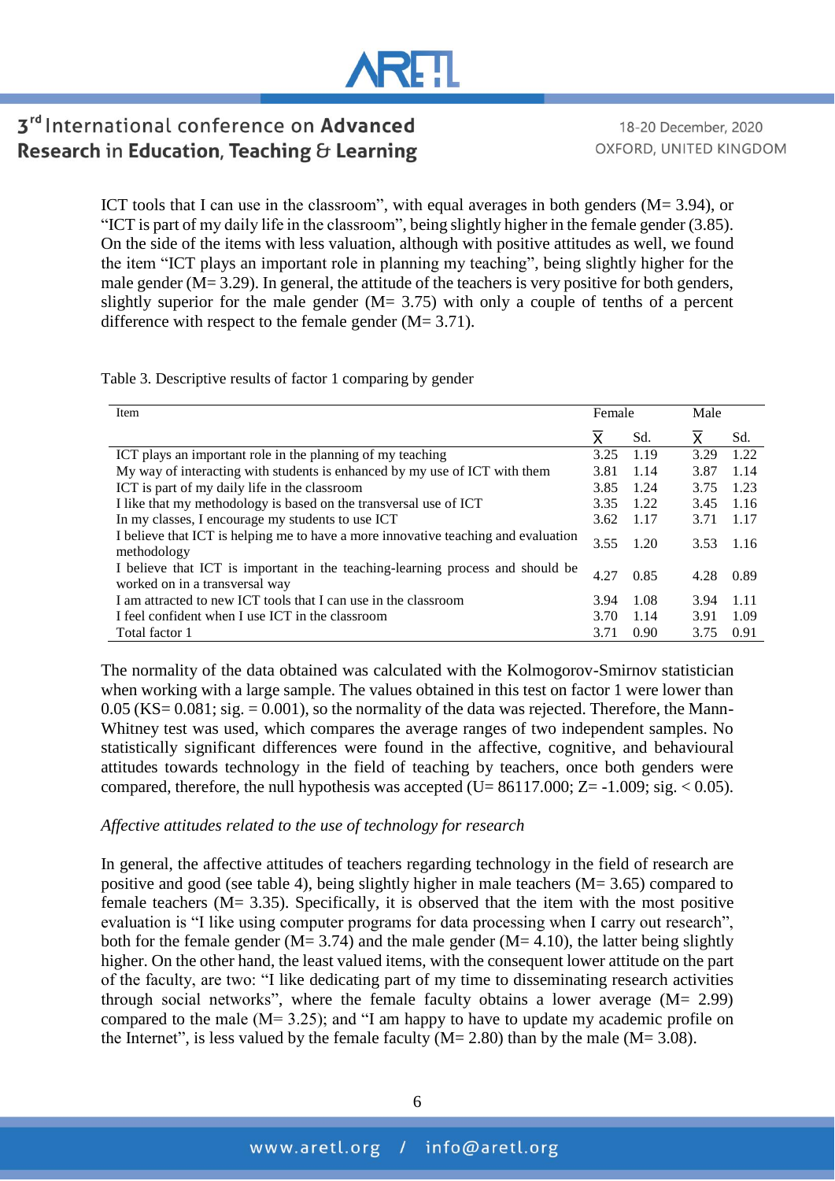ICT tools that I can use in the classroom", with equal averages in both genders (M= 3.94), or "ICT is part of my daily life in the classroom", being slightly higher in the female gender (3.85). On the side of the items with less valuation, although with positive attitudes as well, we found the item "ICT plays an important role in planning my teaching", being slightly higher for the male gender (M= 3.29). In general, the attitude of the teachers is very positive for both genders, slightly superior for the male gender (M= 3.75) with only a couple of tenths of a percent difference with respect to the female gender (M= 3.71).

Table 3. Descriptive results of factor 1 comparing by gender

| Item | Female | | Male | |
|---|---|---|---|---|
| | $\bar{X}$ | Sd. | $\bar{X}$ | Sd. |
| ICT plays an important role in the planning of my teaching | 3.25 | 1.19 | 3.29 | 1.22 |
| My way of interacting with students is enhanced by my use of ICT with them | 3.81 | 1.14 | 3.87 | 1.14 |
| ICT is part of my daily life in the classroom | 3.85 | 1.24 | 3.75 | 1.23 |
| I like that my methodology is based on the transversal use of ICT | 3.35 | 1.22 | 3.45 | 1.16 |
| In my classes, I encourage my students to use ICT | 3.62 | 1.17 | 3.71 | 1.17 |
| I believe that ICT is helping me to have a more innovative teaching and evaluation methodology | 3.55 | 1.20 | 3.53 | 1.16 |
| I believe that ICT is important in the teaching-learning process and should be worked on in a transversal way | 4.27 | 0.85 | 4.28 | 0.89 |
| I am attracted to new ICT tools that I can use in the classroom | 3.94 | 1.08 | 3.94 | 1.11 |
| I feel confident when I use ICT in the classroom | 3.70 | 1.14 | 3.91 | 1.09 |
| Total factor 1 | 3.71 | 0.90 | 3.75 | 0.91 |

The normality of the data obtained was calculated with the Kolmogorov-Smirnov statistician when working with a large sample. The values obtained in this test on factor 1 were lower than 0.05 (KS= 0.081; sig. = 0.001), so the normality of the data was rejected. Therefore, the Mann-Whitney test was used, which compares the average ranges of two independent samples. No statistically significant differences were found in the affective, cognitive, and behavioural attitudes towards technology in the field of teaching by teachers, once both genders were compared, therefore, the null hypothesis was accepted (U= 86117.000; Z= -1.009; sig. < 0.05).

*Affective attitudes related to the use of technology for research*

In general, the affective attitudes of teachers regarding technology in the field of research are positive and good (see table 4), being slightly higher in male teachers (M= 3.65) compared to female teachers (M= 3.35). Specifically, it is observed that the item with the most positive evaluation is "I like using computer programs for data processing when I carry out research", both for the female gender (M= 3.74) and the male gender (M= 4.10), the latter being slightly higher. On the other hand, the least valued items, with the consequent lower attitude on the part of the faculty, are two: "I like dedicating part of my time to disseminating research activities through social networks", where the female faculty obtains a lower average (M= 2.99) compared to the male (M= 3.25); and "I am happy to have to update my academic profile on the Internet", is less valued by the female faculty (M= 2.80) than by the male (M= 3.08).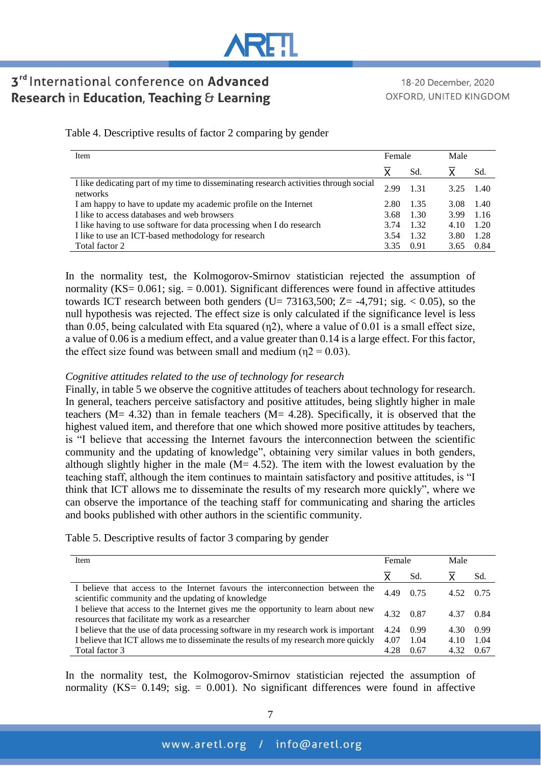Table 4. Descriptive results of factor 2 comparing by gender

| Item | Female | | Male | |
|---|---|---|---|---|
| | $\bar{X}$ | Sd. | $\bar{X}$ | Sd. |
| I like dedicating part of my time to disseminating research activities through social networks | 2.99 | 1.31 | 3.25 | 1.40 |
| I am happy to have to update my academic profile on the Internet | 2.80 | 1.35 | 3.08 | 1.40 |
| I like to access databases and web browsers | 3.68 | 1.30 | 3.99 | 1.16 |
| I like having to use software for data processing when I do research | 3.74 | 1.32 | 4.10 | 1.20 |
| I like to use an ICT-based methodology for research | 3.54 | 1.32 | 3.80 | 1.28 |
| Total factor 2 | 3.35 | 0.91 | 3.65 | 0.84 |

In the normality test, the Kolmogorov-Smirnov statistician rejected the assumption of normality (KS= 0.061; sig. = 0.001). Significant differences were found in affective attitudes towards ICT research between both genders (U= 73163,500; Z= -4,791; sig. $< 0.05$), so the null hypothesis was rejected. The effect size is only calculated if the significance level is less than 0.05, being calculated with Eta squared ($\eta^2$), where a value of 0.01 is a small effect size, a value of 0.06 is a medium effect, and a value greater than 0.14 is a large effect. For this factor, the effect size found was between small and medium ($\eta^2 = 0.03$).

*Cognitive attitudes related to the use of technology for research*

Finally, in table 5 we observe the cognitive attitudes of teachers about technology for research. In general, teachers perceive satisfactory and positive attitudes, being slightly higher in male teachers (M= 4.32) than in female teachers (M= 4.28). Specifically, it is observed that the highest valued item, and therefore that one which showed more positive attitudes by teachers, is "I believe that accessing the Internet favours the interconnection between the scientific community and the updating of knowledge", obtaining very similar values in both genders, although slightly higher in the male (M= 4.52). The item with the lowest evaluation by the teaching staff, although the item continues to maintain satisfactory and positive attitudes, is "I think that ICT allows me to disseminate the results of my research more quickly", where we can observe the importance of the teaching staff for communicating and sharing the articles and books published with other authors in the scientific community.

Table 5. Descriptive results of factor 3 comparing by gender

| Item | Female | | Male | |
|---|---|---|---|---|
| | $\bar{X}$ | Sd. | $\bar{X}$ | Sd. |
| I believe that access to the Internet favours the interconnection between the scientific community and the updating of knowledge | 4.49 | 0.75 | 4.52 | 0.75 |
| I believe that access to the Internet gives me the opportunity to learn about new resources that facilitate my work as a researcher | 4.32 | 0.87 | 4.37 | 0.84 |
| I believe that the use of data processing software in my research work is important | 4.24 | 0.99 | 4.30 | 0.99 |
| I believe that ICT allows me to disseminate the results of my research more quickly | 4.07 | 1.04 | 4.10 | 1.04 |
| Total factor 3 | 4.28 | 0.67 | 4.32 | 0.67 |

In the normality test, the Kolmogorov-Smirnov statistician rejected the assumption of normality (KS= 0.149; sig. = 0.001). No significant differences were found in affective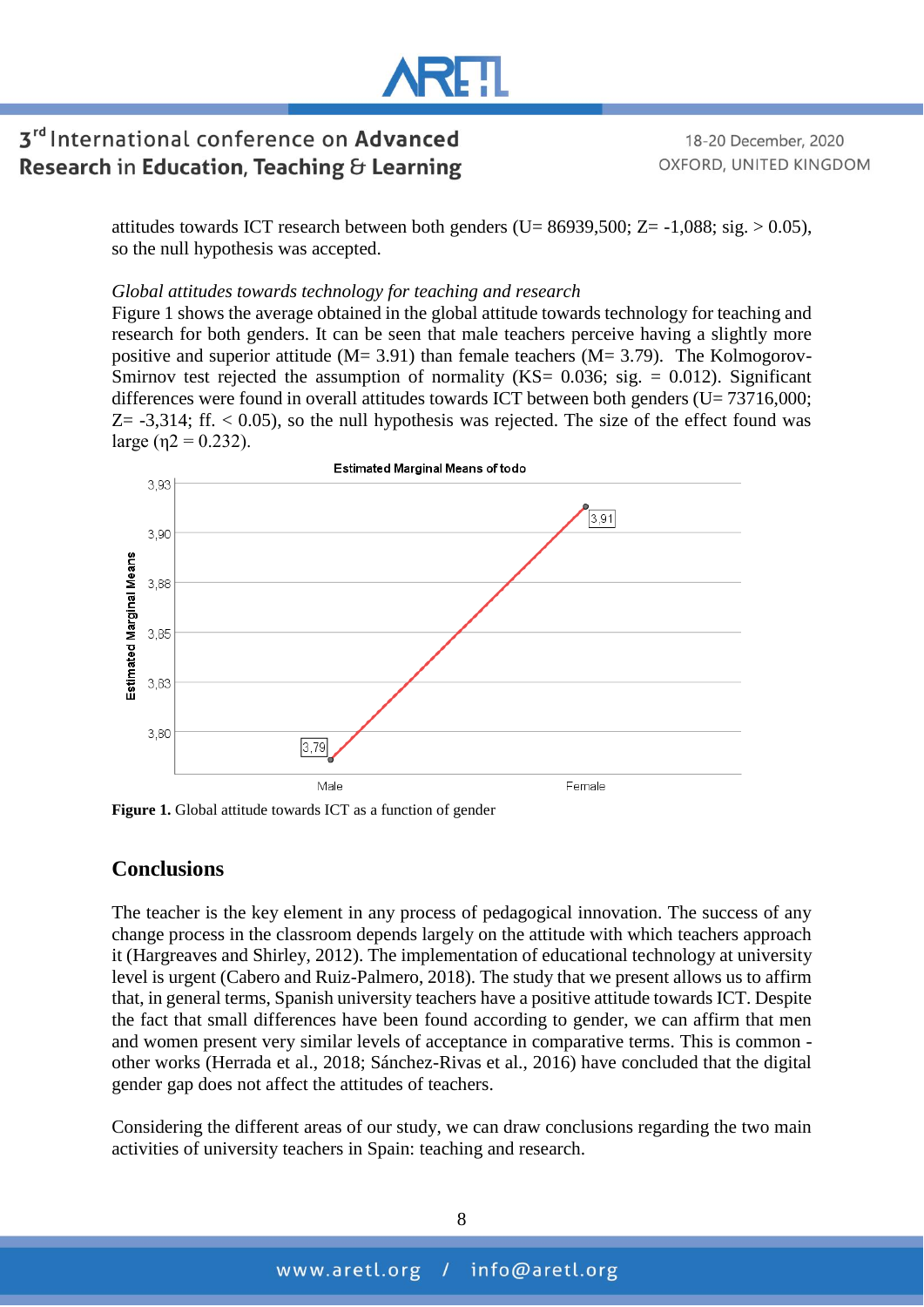attitudes towards ICT research between both genders (U= 86939,500; Z= -1,088; sig. > 0.05), so the null hypothesis was accepted.

*Global attitudes towards technology for teaching and research*

Figure 1 shows the average obtained in the global attitude towards technology for teaching and research for both genders. It can be seen that male teachers perceive having a slightly more positive and superior attitude (M= 3.91) than female teachers (M= 3.79). The Kolmogorov-Smirnov test rejected the assumption of normality (KS= 0.036; sig. = 0.012). Significant differences were found in overall attitudes towards ICT between both genders (U= 73716,000; Z= -3,314; ff. < 0.05), so the null hypothesis was rejected. The size of the effect found was large ($\eta 2 = 0.232$).

**Figure 1.** Global attitude towards ICT as a function of gender

## Conclusions

The teacher is the key element in any process of pedagogical innovation. The success of any change process in the classroom depends largely on the attitude with which teachers approach it (Hargreaves and Shirley, 2012). The implementation of educational technology at university level is urgent (Cabero and Ruiz-Palmero, 2018). The study that we present allows us to affirm that, in general terms, Spanish university teachers have a positive attitude towards ICT. Despite the fact that small differences have been found according to gender, we can affirm that men and women present very similar levels of acceptance in comparative terms. This is common - other works (Herrada et al., 2018; Sánchez-Rivas et al., 2016) have concluded that the digital gender gap does not affect the attitudes of teachers.

Considering the different areas of our study, we can draw conclusions regarding the two main activities of university teachers in Spain: teaching and research.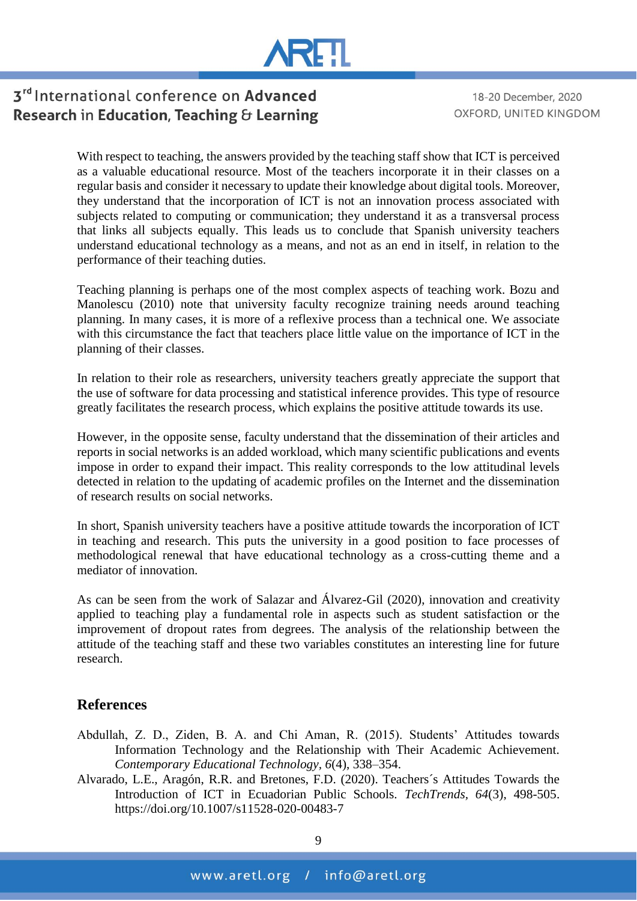With respect to teaching, the answers provided by the teaching staff show that ICT is perceived as a valuable educational resource. Most of the teachers incorporate it in their classes on a regular basis and consider it necessary to update their knowledge about digital tools. Moreover, they understand that the incorporation of ICT is not an innovation process associated with subjects related to computing or communication; they understand it as a transversal process that links all subjects equally. This leads us to conclude that Spanish university teachers understand educational technology as a means, and not as an end in itself, in relation to the performance of their teaching duties.

Teaching planning is perhaps one of the most complex aspects of teaching work. Bozu and Manolescu (2010) note that university faculty recognize training needs around teaching planning. In many cases, it is more of a reflexive process than a technical one. We associate with this circumstance the fact that teachers place little value on the importance of ICT in the planning of their classes.

In relation to their role as researchers, university teachers greatly appreciate the support that the use of software for data processing and statistical inference provides. This type of resource greatly facilitates the research process, which explains the positive attitude towards its use.

However, in the opposite sense, faculty understand that the dissemination of their articles and reports in social networks is an added workload, which many scientific publications and events impose in order to expand their impact. This reality corresponds to the low attitudinal levels detected in relation to the updating of academic profiles on the Internet and the dissemination of research results on social networks.

In short, Spanish university teachers have a positive attitude towards the incorporation of ICT in teaching and research. This puts the university in a good position to face processes of methodological renewal that have educational technology as a cross-cutting theme and a mediator of innovation.

As can be seen from the work of Salazar and Álvarez-Gil (2020), innovation and creativity applied to teaching play a fundamental role in aspects such as student satisfaction or the improvement of dropout rates from degrees. The analysis of the relationship between the attitude of the teaching staff and these two variables constitutes an interesting line for future research.

## References

Abdullah, Z. D., Ziden, B. A. and Chi Aman, R. (2015). Students' Attitudes towards Information Technology and the Relationship with Their Academic Achievement. *Contemporary Educational Technology*, *6*(4), 338–354.

Alvarado, L.E., Aragón, R.R. and Bretones, F.D. (2020). Teachers´s Attitudes Towards the Introduction of ICT in Ecuadorian Public Schools. *TechTrends*, *64*(3), 498-505. https://doi.org/10.1007/s11528-020-00483-7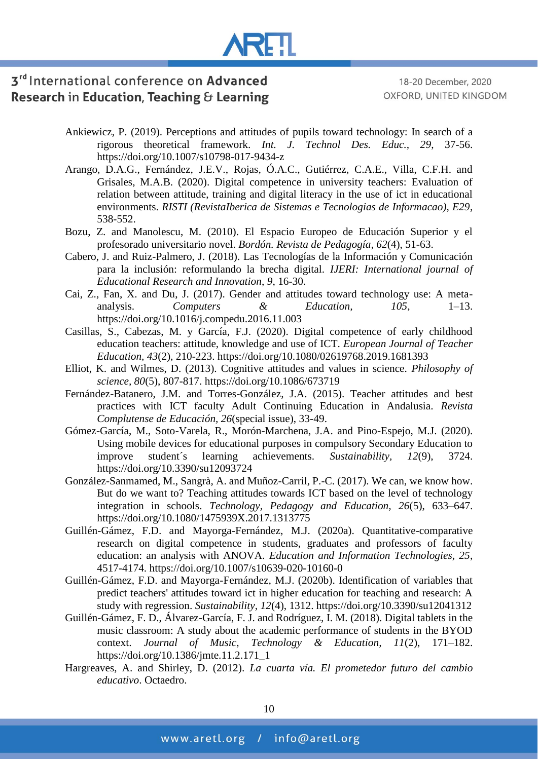Ankiewicz, P. (2019). Perceptions and attitudes of pupils toward technology: In search of a rigorous theoretical framework. *Int. J. Technol Des. Educ.*, *29*, 37-56. https://doi.org/10.1007/s10798-017-9434-z

Arango, D.A.G., Fernández, J.E.V., Rojas, Ó.A.C., Gutiérrez, C.A.E., Villa, C.F.H. and Grisales, M.A.B. (2020). Digital competence in university teachers: Evaluation of relation between attitude, training and digital literacy in the use of ict in educational environments. *RISTI (RevistaIberica de Sistemas e Tecnologias de Informacao), E29*, 538-552.

Bozu, Z. and Manolescu, M. (2010). El Espacio Europeo de Educación Superior y el profesorado universitario novel. *Bordón. Revista de Pedagogía*, *62*(4), 51-63.

Cabero, J. and Ruiz-Palmero, J. (2018). Las Tecnologías de la Información y Comunicación para la inclusión: reformulando la brecha digital. *IJERI: International journal of Educational Research and Innovation*, *9*, 16-30.

Cai, Z., Fan, X. and Du, J. (2017). Gender and attitudes toward technology use: A meta-analysis. *Computers & Education*, *105*, 1–13. https://doi.org/10.1016/j.compedu.2016.11.003

Casillas, S., Cabezas, M. y García, F.J. (2020). Digital competence of early childhood education teachers: attitude, knowledge and use of ICT. *European Journal of Teacher Education*, *43*(2), 210-223. https://doi.org/10.1080/02619768.2019.1681393

Elliot, K. and Wilmes, D. (2013). Cognitive attitudes and values in science. *Philosophy of science*, *80*(5), 807-817. https://doi.org/10.1086/673719

Fernández-Batanero, J.M. and Torres-González, J.A. (2015). Teacher attitudes and best practices with ICT faculty Adult Continuing Education in Andalusia. *Revista Complutense de Educación*, *26*(special issue), 33-49.

Gómez-García, M., Soto-Varela, R., Morón-Marchena, J.A. and Pino-Espejo, M.J. (2020). Using mobile devices for educational purposes in compulsory Secondary Education to improve student´s learning achievements. *Sustainability*, *12*(9), 3724. https://doi.org/10.3390/su12093724

González-Sanmamed, M., Sangrà, A. and Muñoz-Carril, P.-C. (2017). We can, we know how. But do we want to? Teaching attitudes towards ICT based on the level of technology integration in schools. *Technology, Pedagogy and Education*, *26*(5), 633–647. https://doi.org/10.1080/1475939X.2017.1313775

Guillén-Gámez, F.D. and Mayorga-Fernández, M.J. (2020a). Quantitative-comparative research on digital competence in students, graduates and professors of faculty education: an analysis with ANOVA. *Education and Information Technologies*, *25*, 4517-4174. https://doi.org/10.1007/s10639-020-10160-0

Guillén-Gámez, F.D. and Mayorga-Fernández, M.J. (2020b). Identification of variables that predict teachers' attitudes toward ict in higher education for teaching and research: A study with regression. *Sustainability*, *12*(4), 1312. https://doi.org/10.3390/su12041312

Guillén-Gámez, F. D., Álvarez-García, F. J. and Rodríguez, I. M. (2018). Digital tablets in the music classroom: A study about the academic performance of students in the BYOD context. *Journal of Music, Technology & Education*, *11*(2), 171–182. https://doi.org/10.1386/jmte.11.2.171_1

Hargreaves, A. and Shirley, D. (2012). *La cuarta vía. El prometedor futuro del cambio educativo*. Octaedro.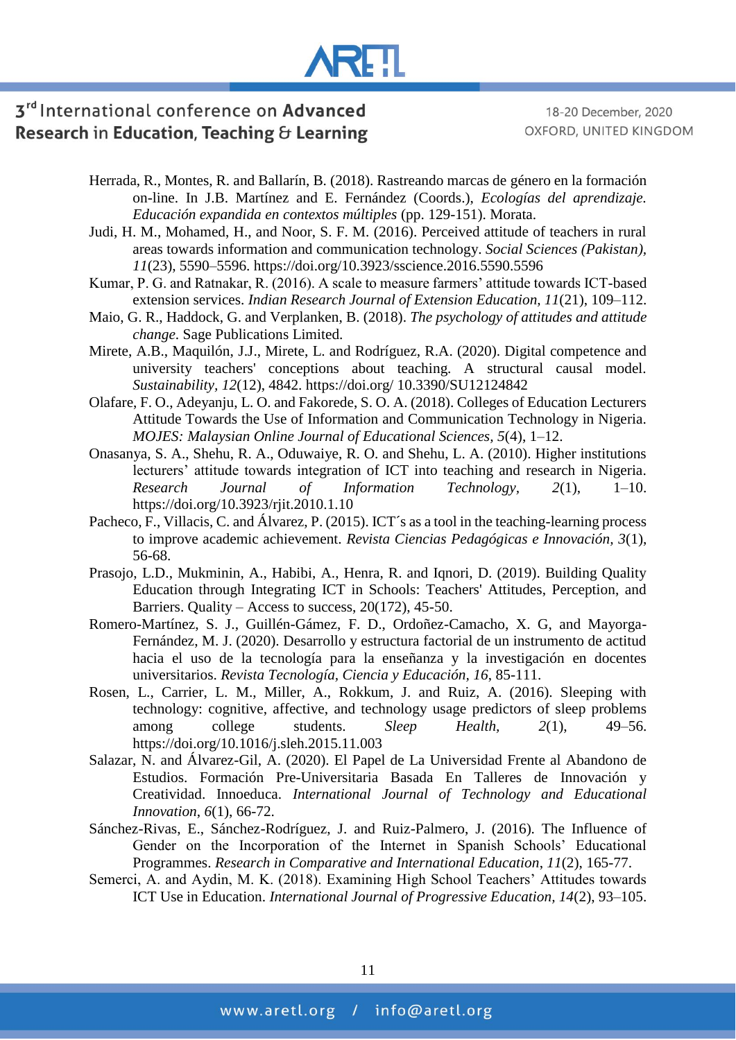Herrada, R., Montes, R. and Ballarín, B. (2018). Rastreando marcas de género en la formación on-line. In J.B. Martínez and E. Fernández (Coords.), *Ecologías del aprendizaje. Educación expandida en contextos múltiples* (pp. 129-151). Morata.

Judi, H. M., Mohamed, H., and Noor, S. F. M. (2016). Perceived attitude of teachers in rural areas towards information and communication technology. *Social Sciences (Pakistan), 11*(23), 5590–5596. https://doi.org/10.3923/sscience.2016.5590.5596

Kumar, P. G. and Ratnakar, R. (2016). A scale to measure farmers' attitude towards ICT-based extension services. *Indian Research Journal of Extension Education, 11*(21), 109–112.

Maio, G. R., Haddock, G. and Verplanken, B. (2018). *The psychology of attitudes and attitude change.* Sage Publications Limited.

Mirete, A.B., Maquilón, J.J., Mirete, L. and Rodríguez, R.A. (2020). Digital competence and university teachers' conceptions about teaching. A structural causal model. *Sustainability, 12*(12), 4842. https://doi.org/ 10.3390/SU12124842

Olafare, F. O., Adeyanju, L. O. and Fakorede, S. O. A. (2018). Colleges of Education Lecturers Attitude Towards the Use of Information and Communication Technology in Nigeria. *MOJES: Malaysian Online Journal of Educational Sciences, 5*(4), 1–12.

Onasanya, S. A., Shehu, R. A., Oduwaiye, R. O. and Shehu, L. A. (2010). Higher institutions lecturers' attitude towards integration of ICT into teaching and research in Nigeria. *Research Journal of Information Technology, 2*(1), 1–10. https://doi.org/10.3923/rjit.2010.1.10

Pacheco, F., Villacis, C. and Álvarez, P. (2015). ICT´s as a tool in the teaching-learning process to improve academic achievement. *Revista Ciencias Pedagógicas e Innovación, 3*(1), 56-68.

Prasojo, L.D., Mukminin, A., Habibi, A., Henra, R. and Iqnori, D. (2019). Building Quality Education through Integrating ICT in Schools: Teachers' Attitudes, Perception, and Barriers. Quality – Access to success, 20(172), 45-50.

Romero-Martínez, S. J., Guillén-Gámez, F. D., Ordoñez-Camacho, X. G, and Mayorga-Fernández, M. J. (2020). Desarrollo y estructura factorial de un instrumento de actitud hacia el uso de la tecnología para la enseñanza y la investigación en docentes universitarios. *Revista Tecnología, Ciencia y Educación, 16*, 85-111.

Rosen, L., Carrier, L. M., Miller, A., Rokkum, J. and Ruiz, A. (2016). Sleeping with technology: cognitive, affective, and technology usage predictors of sleep problems among college students. *Sleep Health, 2*(1), 49–56. https://doi.org/10.1016/j.sleh.2015.11.003

Salazar, N. and Álvarez-Gil, A. (2020). El Papel de La Universidad Frente al Abandono de Estudios. Formación Pre-Universitaria Basada En Talleres de Innovación y Creatividad. Innoeduca. *International Journal of Technology and Educational Innovation, 6*(1), 66-72.

Sánchez-Rivas, E., Sánchez-Rodríguez, J. and Ruiz-Palmero, J. (2016). The Influence of Gender on the Incorporation of the Internet in Spanish Schools' Educational Programmes. *Research in Comparative and International Education, 11*(2), 165-77.

Semerci, A. and Aydin, M. K. (2018). Examining High School Teachers' Attitudes towards ICT Use in Education. *International Journal of Progressive Education, 14*(2), 93–105.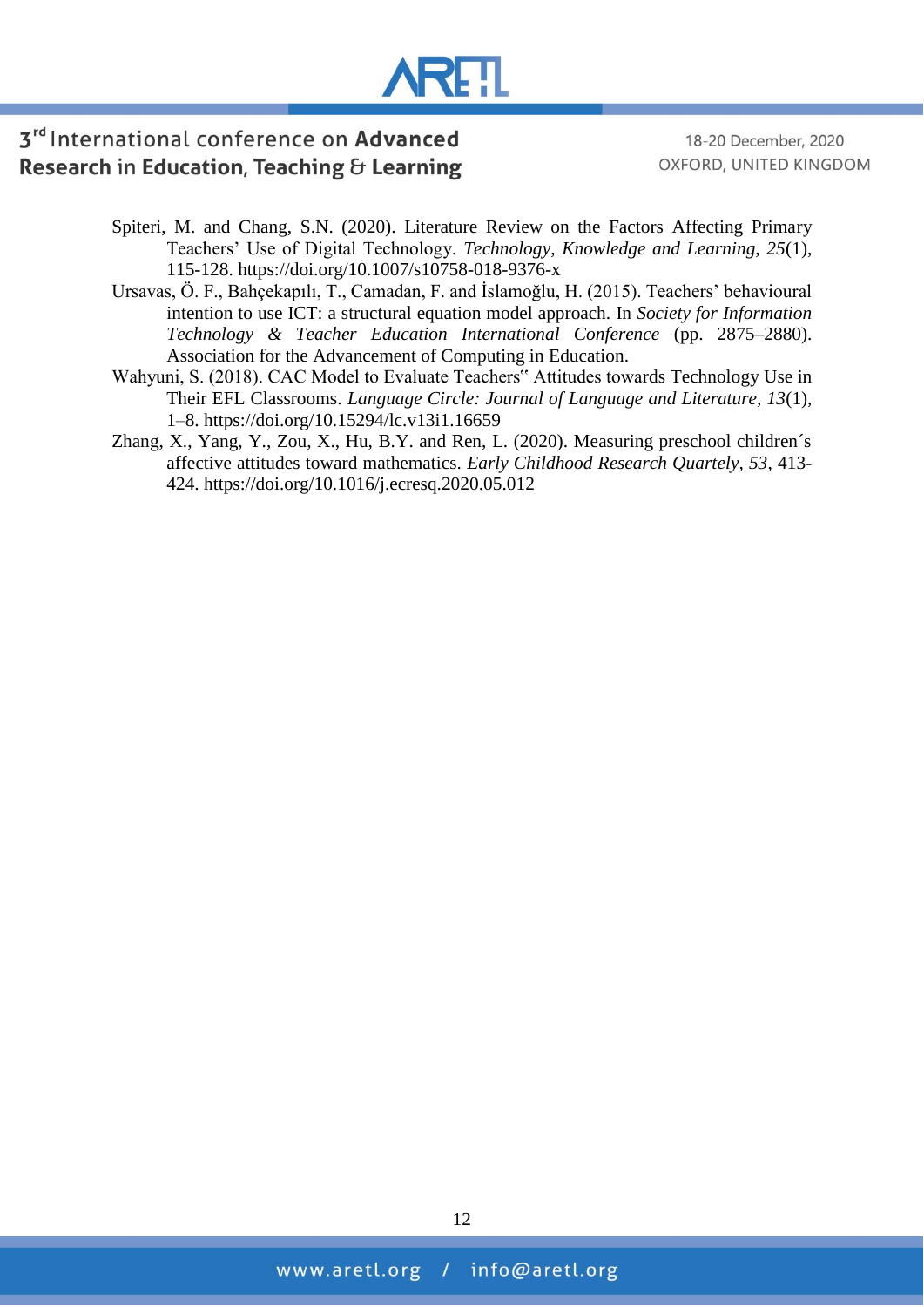Spiteri, M. and Chang, S.N. (2020). Literature Review on the Factors Affecting Primary Teachers' Use of Digital Technology. *Technology, Knowledge and Learning, 25*(1), 115-128. https://doi.org/10.1007/s10758-018-9376-x

Ursavas, Ö. F., Bahçekapılı, T., Camadan, F. and İslamoğlu, H. (2015). Teachers' behavioural intention to use ICT: a structural equation model approach. In *Society for Information Technology & Teacher Education International Conference* (pp. 2875–2880). Association for the Advancement of Computing in Education.

Wahyuni, S. (2018). CAC Model to Evaluate Teachers‟ Attitudes towards Technology Use in Their EFL Classrooms. *Language Circle: Journal of Language and Literature, 13*(1), 1–8. https://doi.org/10.15294/lc.v13i1.16659

Zhang, X., Yang, Y., Zou, X., Hu, B.Y. and Ren, L. (2020). Measuring preschool children´s affective attitudes toward mathematics. *Early Childhood Research Quartely, 53*, 413-424. https://doi.org/10.1016/j.ecresq.2020.05.012